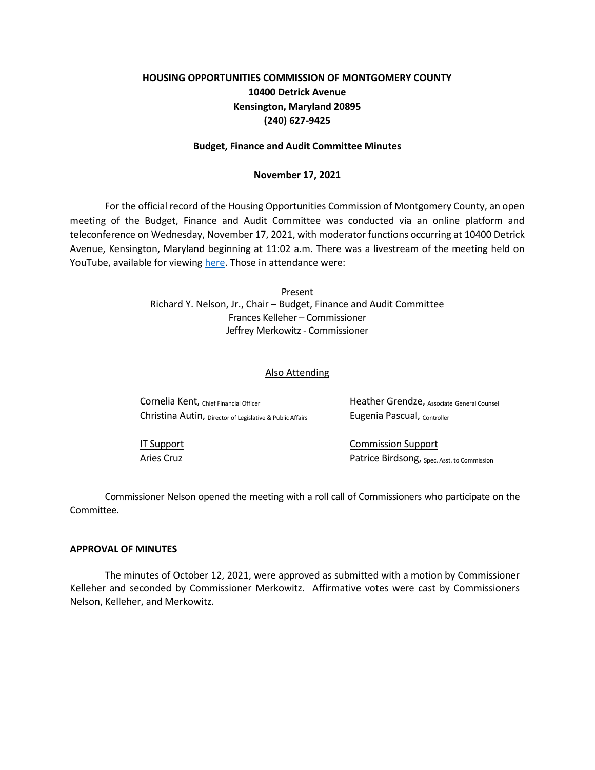**HOUSING OPPORTUNITIES COMMISSION OF MONTGOMERY COUNTY**
**10400 Detrick Avenue**
**Kensington, Maryland 20895**
**(240) 627-9425**

**Budget, Finance and Audit Committee Minutes**

**November 17, 2021**

For the official record of the Housing Opportunities Commission of Montgomery County, an open meeting of the Budget, Finance and Audit Committee was conducted via an online platform and teleconference on Wednesday, November 17, 2021, with moderator functions occurring at 10400 Detrick Avenue, Kensington, Maryland beginning at 11:02 a.m. There was a livestream of the meeting held on YouTube, available for viewing here. Those in attendance were:

Present

Richard Y. Nelson, Jr., Chair – Budget, Finance and Audit Committee
Frances Kelleher – Commissioner
Jeffrey Merkowitz - Commissioner

Also Attending

Cornelia Kent, Chief Financial Officer
Christina Autin, Director of Legislative & Public Affairs
Heather Grendze, Associate General Counsel
Eugenia Pascual, Controller

IT Support
Aries Cruz

Commission Support
Patrice Birdsong, Spec. Asst. to Commission

Commissioner Nelson opened the meeting with a roll call of Commissioners who participate on the Committee.

**APPROVAL OF MINUTES**

The minutes of October 12, 2021, were approved as submitted with a motion by Commissioner Kelleher and seconded by Commissioner Merkowitz. Affirmative votes were cast by Commissioners Nelson, Kelleher, and Merkowitz.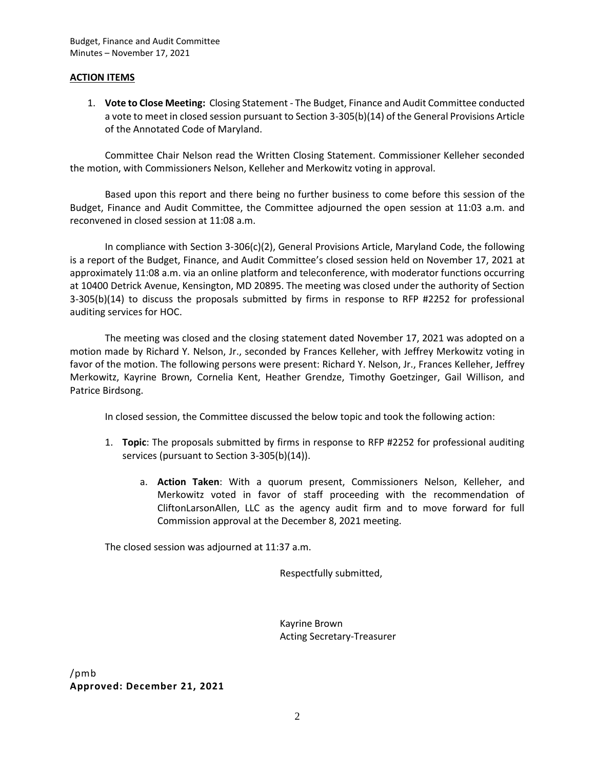## ACTION ITEMS

1. **Vote to Close Meeting:** Closing Statement - The Budget, Finance and Audit Committee conducted a vote to meet in closed session pursuant to Section 3-305(b)(14) of the General Provisions Article of the Annotated Code of Maryland.

Committee Chair Nelson read the Written Closing Statement. Commissioner Kelleher seconded the motion, with Commissioners Nelson, Kelleher and Merkowitz voting in approval.

Based upon this report and there being no further business to come before this session of the Budget, Finance and Audit Committee, the Committee adjourned the open session at 11:03 a.m. and reconvened in closed session at 11:08 a.m.

In compliance with Section 3-306(c)(2), General Provisions Article, Maryland Code, the following is a report of the Budget, Finance, and Audit Committee's closed session held on November 17, 2021 at approximately 11:08 a.m. via an online platform and teleconference, with moderator functions occurring at 10400 Detrick Avenue, Kensington, MD 20895. The meeting was closed under the authority of Section 3-305(b)(14) to discuss the proposals submitted by firms in response to RFP #2252 for professional auditing services for HOC.

The meeting was closed and the closing statement dated November 17, 2021 was adopted on a motion made by Richard Y. Nelson, Jr., seconded by Frances Kelleher, with Jeffrey Merkowitz voting in favor of the motion. The following persons were present: Richard Y. Nelson, Jr., Frances Kelleher, Jeffrey Merkowitz, Kayrine Brown, Cornelia Kent, Heather Grendze, Timothy Goetzinger, Gail Willison, and Patrice Birdsong.

In closed session, the Committee discussed the below topic and took the following action:

1. **Topic**: The proposals submitted by firms in response to RFP #2252 for professional auditing services (pursuant to Section 3-305(b)(14)).

   a. **Action Taken**: With a quorum present, Commissioners Nelson, Kelleher, and Merkowitz voted in favor of staff proceeding with the recommendation of CliftonLarsonAllen, LLC as the agency audit firm and to move forward for full Commission approval at the December 8, 2021 meeting.

The closed session was adjourned at 11:37 a.m.

Respectfully submitted,

Kayrine Brown
Acting Secretary-Treasurer

/pmb
**Approved: December 21, 2021**